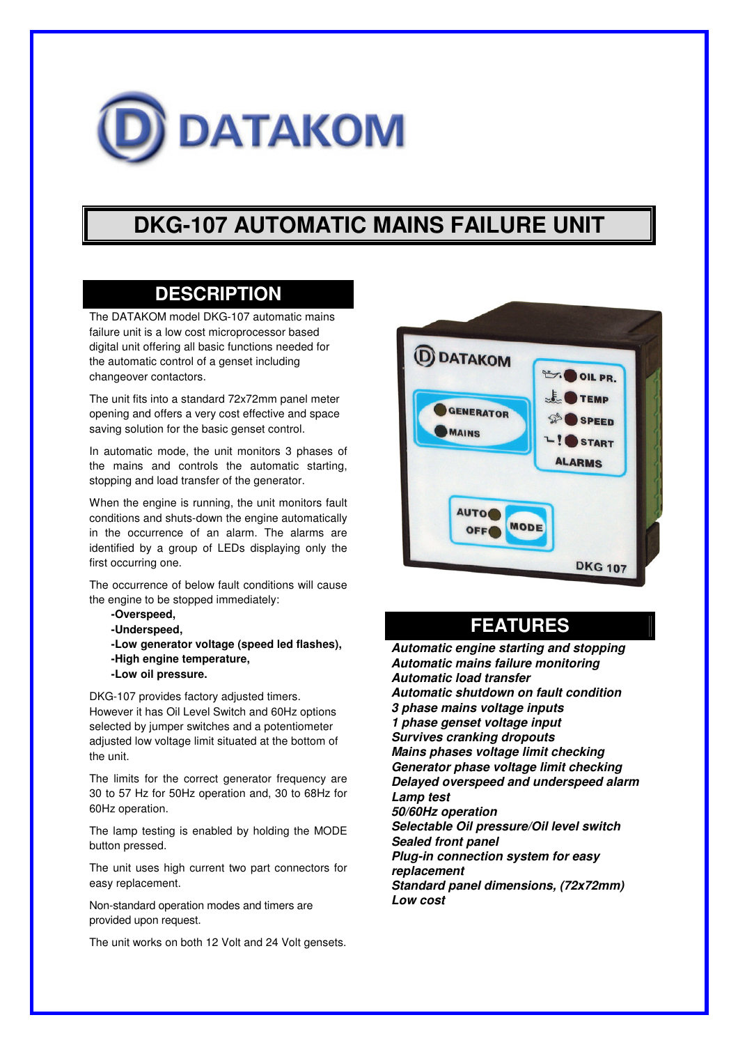DATAKOM

# DKG-107 AUTOMATIC MAINS FAILURE UNIT

## DESCRIPTION

The DATAKOM model DKG-107 automatic mains failure unit is a low cost microprocessor based digital unit offering all basic functions needed for the automatic control of a genset including changeover contactors.

The unit fits into a standard 72x72mm panel meter opening and offers a very cost effective and space saving solution for the basic genset control.

In automatic mode, the unit monitors 3 phases of the mains and controls the automatic starting, stopping and load transfer of the generator.

When the engine is running, the unit monitors fault conditions and shuts-down the engine automatically in the occurrence of an alarm. The alarms are identified by a group of LEDs displaying only the first occurring one.

The occurrence of below fault conditions will cause the engine to be stopped immediately:

- **-Overspeed,**
- **-Underspeed,**
- **-Low generator voltage (speed led flashes),**
- **-High engine temperature,**
- **-Low oil pressure.**

DKG-107 provides factory adjusted timers. However it has Oil Level Switch and 60Hz options selected by jumper switches and a potentiometer adjusted low voltage limit situated at the bottom of the unit.

The limits for the correct generator frequency are 30 to 57 Hz for 50Hz operation and, 30 to 68Hz for 60Hz operation.

The lamp testing is enabled by holding the MODE button pressed.

The unit uses high current two part connectors for easy replacement.

Non-standard operation modes and timers are provided upon request.

The unit works on both 12 Volt and 24 Volt gensets.

## FEATURES

***Automatic engine starting and stopping***
***Automatic mains failure monitoring***
***Automatic load transfer***
***Automatic shutdown on fault condition***
***3 phase mains voltage inputs***
***1 phase genset voltage input***
***Survives cranking dropouts***
***Mains phases voltage limit checking***
***Generator phase voltage limit checking***
***Delayed overspeed and underspeed alarm***
***Lamp test***
***50/60Hz operation***
***Selectable Oil pressure/Oil level switch***
***Sealed front panel***
***Plug-in connection system for easy replacement***
***Standard panel dimensions, (72x72mm)***
***Low cost***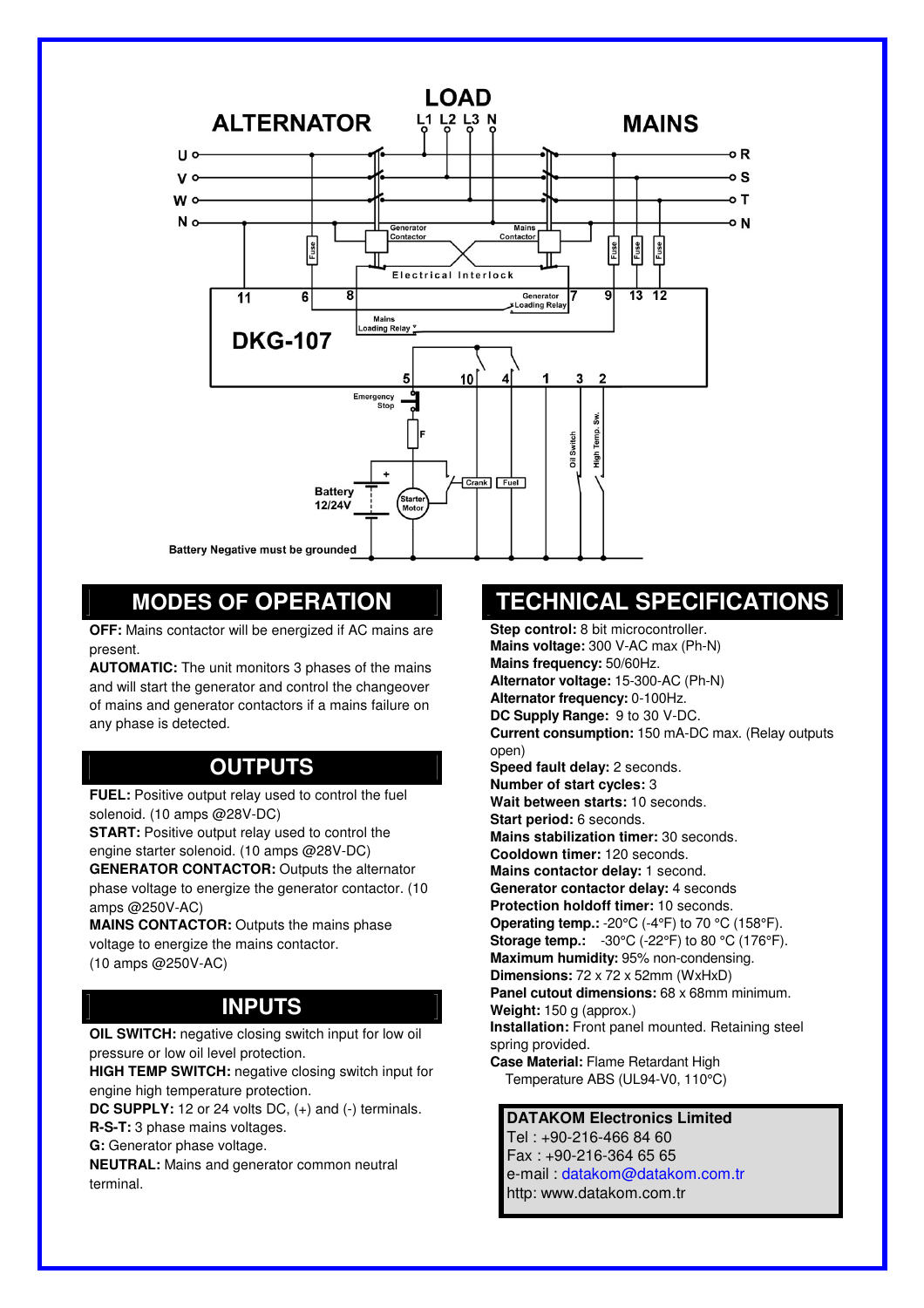LOAD

ALTERNATOR

MAINS

L1 L2 L3 N

U
V
W
N

R
S
T
N

Fuse

Generator Contactor

Mains Contactor

Electrical Interlock

11 6 8 7 9 13 12

Generator Loading Relay

Mains Loading Relay

DKG-107

5 10 4 1 3 2

Emergency Stop

F

Crank Fuel

Oil Switch

High Temp. Sw.

Battery 12/24V

Starter Motor

Battery Negative must be grounded

## MODES OF OPERATION

**OFF:** Mains contactor will be energized if AC mains are present.

**AUTOMATIC:** The unit monitors 3 phases of the mains and will start the generator and control the changeover of mains and generator contactors if a mains failure on any phase is detected.

## OUTPUTS

**FUEL:** Positive output relay used to control the fuel solenoid. (10 amps @28V-DC)

**START:** Positive output relay used to control the engine starter solenoid. (10 amps @28V-DC)

**GENERATOR CONTACTOR:** Outputs the alternator phase voltage to energize the generator contactor. (10 amps @250V-AC)

**MAINS CONTACTOR:** Outputs the mains phase voltage to energize the mains contactor. (10 amps @250V-AC)

## INPUTS

**OIL SWITCH:** negative closing switch input for low oil pressure or low oil level protection.

**HIGH TEMP SWITCH:** negative closing switch input for engine high temperature protection.

**DC SUPPLY:** 12 or 24 volts DC, (+) and (-) terminals.

**R-S-T:** 3 phase mains voltages.

**G:** Generator phase voltage.

**NEUTRAL:** Mains and generator common neutral terminal.

## TECHNICAL SPECIFICATIONS

**Step control:** 8 bit microcontroller.
**Mains voltage:** 300 V-AC max (Ph-N)
**Mains frequency:** 50/60Hz.
**Alternator voltage:** 15-300-AC (Ph-N)
**Alternator frequency:** 0-100Hz.
**DC Supply Range:** 9 to 30 V-DC.
**Current consumption:** 150 mA-DC max. (Relay outputs open)
**Speed fault delay:** 2 seconds.
**Number of start cycles:** 3
**Wait between starts:** 10 seconds.
**Start period:** 6 seconds.
**Mains stabilization timer:** 30 seconds.
**Cooldown timer:** 120 seconds.
**Mains contactor delay:** 1 second.
**Generator contactor delay:** 4 seconds
**Protection holdoff timer:** 10 seconds.
**Operating temp.:** -20°C (-4°F) to 70 °C (158°F).
**Storage temp.:** -30°C (-22°F) to 80 °C (176°F).
**Maximum humidity:** 95% non-condensing.
**Dimensions:** 72 x 72 x 52mm (WxHxD)
**Panel cutout dimensions:** 68 x 68mm minimum.
**Weight:** 150 g (approx.)
**Installation:** Front panel mounted. Retaining steel spring provided.
**Case Material:** Flame Retardant High Temperature ABS (UL94-V0, 110°C)

**DATAKOM Electronics Limited**
Tel : +90-216-466 84 60
Fax : +90-216-364 65 65
e-mail : datakom@datakom.com.tr
http: www.datakom.com.tr